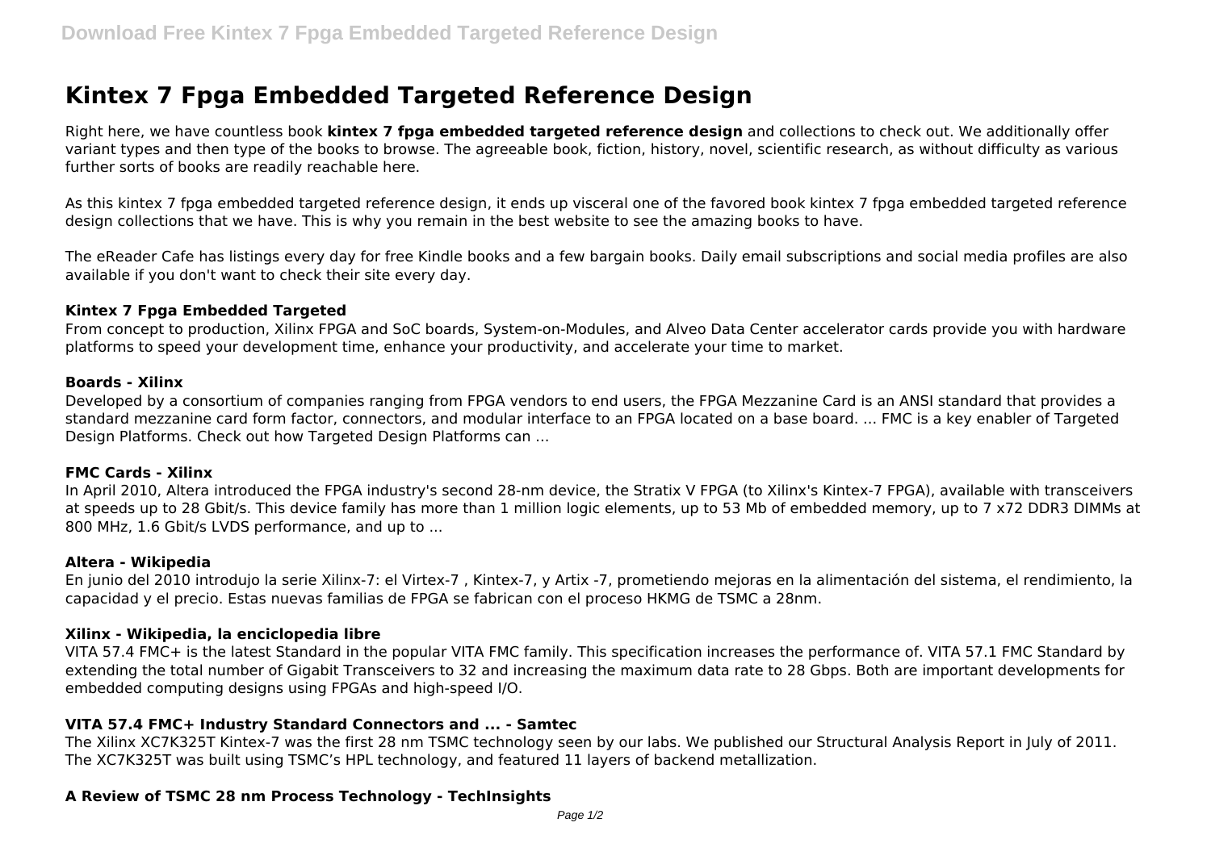# Kintex 7 Fpga Embedded Targeted Reference Design

Right here, we have countless book **kintex 7 fpga embedded targeted reference design** and collections to check out. We additionally offer variant types and then type of the books to browse. The agreeable book, fiction, history, novel, scientific research, as without difficulty as various further sorts of books are readily reachable here.

As this kintex 7 fpga embedded targeted reference design, it ends up visceral one of the favored book kintex 7 fpga embedded targeted reference design collections that we have. This is why you remain in the best website to see the amazing books to have.

The eReader Cafe has listings every day for free Kindle books and a few bargain books. Daily email subscriptions and social media profiles are also available if you don't want to check their site every day.

**Kintex 7 Fpga Embedded Targeted**

From concept to production, Xilinx FPGA and SoC boards, System-on-Modules, and Alveo Data Center accelerator cards provide you with hardware platforms to speed your development time, enhance your productivity, and accelerate your time to market.

**Boards - Xilinx**

Developed by a consortium of companies ranging from FPGA vendors to end users, the FPGA Mezzanine Card is an ANSI standard that provides a standard mezzanine card form factor, connectors, and modular interface to an FPGA located on a base board. ... FMC is a key enabler of Targeted Design Platforms. Check out how Targeted Design Platforms can ...

**FMC Cards - Xilinx**

In April 2010, Altera introduced the FPGA industry's second 28-nm device, the Stratix V FPGA (to Xilinx's Kintex-7 FPGA), available with transceivers at speeds up to 28 Gbit/s. This device family has more than 1 million logic elements, up to 53 Mb of embedded memory, up to 7 x72 DDR3 DIMMs at 800 MHz, 1.6 Gbit/s LVDS performance, and up to ...

**Altera - Wikipedia**

En junio del 2010 introdujo la serie Xilinx-7: el Virtex-7 , Kintex-7, y Artix -7, prometiendo mejoras en la alimentación del sistema, el rendimiento, la capacidad y el precio. Estas nuevas familias de FPGA se fabrican con el proceso HKMG de TSMC a 28nm.

**Xilinx - Wikipedia, la enciclopedia libre**

VITA 57.4 FMC+ is the latest Standard in the popular VITA FMC family. This specification increases the performance of. VITA 57.1 FMC Standard by extending the total number of Gigabit Transceivers to 32 and increasing the maximum data rate to 28 Gbps. Both are important developments for embedded computing designs using FPGAs and high-speed I/O.

**VITA 57.4 FMC+ Industry Standard Connectors and ... - Samtec**

The Xilinx XC7K325T Kintex-7 was the first 28 nm TSMC technology seen by our labs. We published our Structural Analysis Report in July of 2011. The XC7K325T was built using TSMC's HPL technology, and featured 11 layers of backend metallization.

**A Review of TSMC 28 nm Process Technology - TechInsights**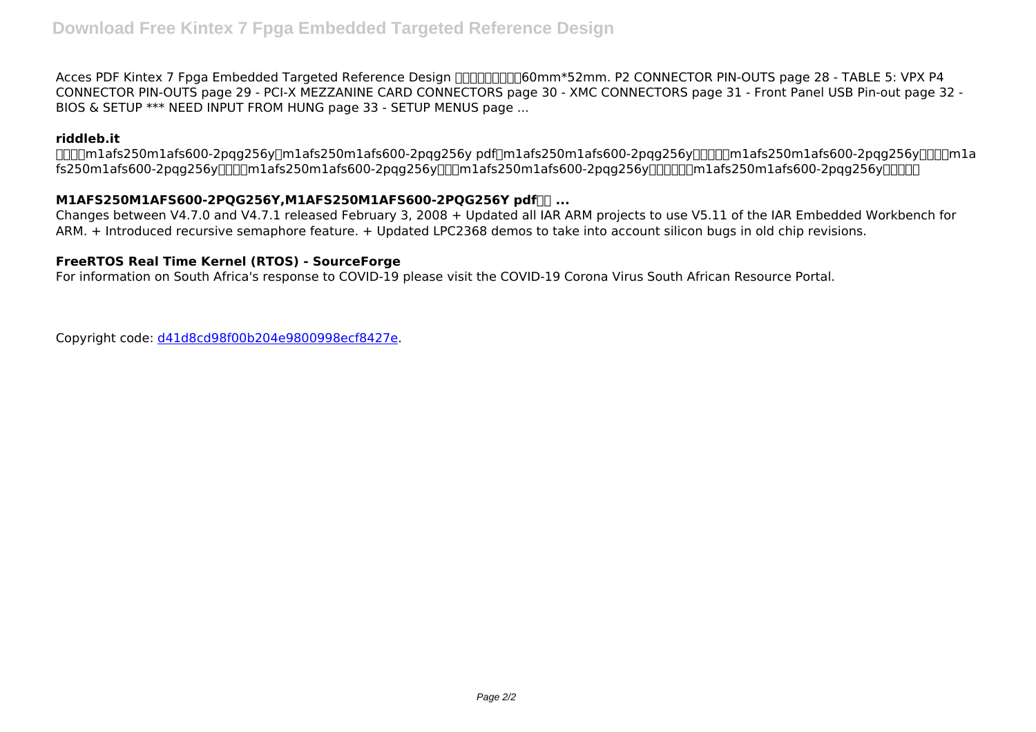Acces PDF Kintex 7 Fpga Embedded Targeted Reference Design 60mm*52mm. P2 CONNECTOR PIN-OUTS page 28 - TABLE 5: VPX P4 CONNECTOR PIN-OUTS page 29 - PCI-X MEZZANINE CARD CONNECTORS page 30 - XMC CONNECTORS page 31 - Front Panel USB Pin-out page 32 - BIOS & SETUP *** NEED INPUT FROM HUNG page 33 - SETUP MENUS page ...

**riddleb.it**

m1afs250m1afs600-2pqg256y m1afs250m1afs600-2pqg256y pdf m1afs250m1afs600-2pqg256y m1afs250m1afs600-2pqg256y m1afs250m1afs600-2pqg256y m1afs250m1afs600-2pqg256y m1afs250m1afs600-2pqg256y m1afs250m1afs600-2pqg256y

**M1AFS250M1AFS600-2PQG256Y,M1AFS250M1AFS600-2PQG256Y pdf ...**

Changes between V4.7.0 and V4.7.1 released February 3, 2008 + Updated all IAR ARM projects to use V5.11 of the IAR Embedded Workbench for ARM. + Introduced recursive semaphore feature. + Updated LPC2368 demos to take into account silicon bugs in old chip revisions.

**FreeRTOS Real Time Kernel (RTOS) - SourceForge**

For information on South Africa's response to COVID-19 please visit the COVID-19 Corona Virus South African Resource Portal.

Copyright code: d41d8cd98f00b204e9800998ecf8427e.